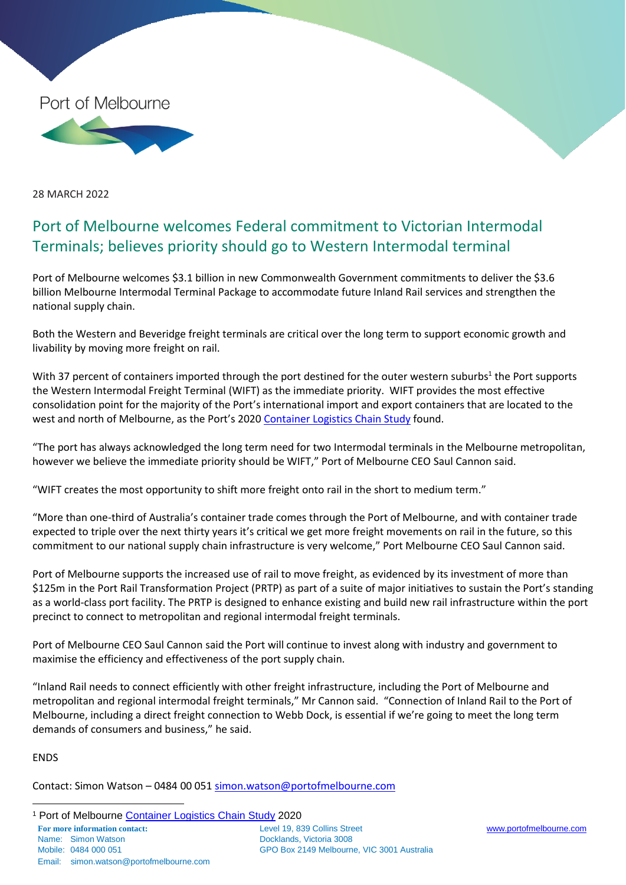Port of Melbourne

28 MARCH 2022

# Port of Melbourne welcomes Federal commitment to Victorian Intermodal Terminals; believes priority should go to Western Intermodal terminal

Port of Melbourne welcomes $3.1 billion in new Commonwealth Government commitments to deliver the $3.6 billion Melbourne Intermodal Terminal Package to accommodate future Inland Rail services and strengthen the national supply chain.

Both the Western and Beveridge freight terminals are critical over the long term to support economic growth and livability by moving more freight on rail.

With 37 percent of containers imported through the port destined for the outer western suburbs[1] the Port supports the Western Intermodal Freight Terminal (WIFT) as the immediate priority. WIFT provides the most effective consolidation point for the majority of the Port's international import and export containers that are located to the west and north of Melbourne, as the Port's 2020 Container Logistics Chain Study found.

"The port has always acknowledged the long term need for two Intermodal terminals in the Melbourne metropolitan, however we believe the immediate priority should be WIFT," Port of Melbourne CEO Saul Cannon said.

"WIFT creates the most opportunity to shift more freight onto rail in the short to medium term."

"More than one-third of Australia's container trade comes through the Port of Melbourne, and with container trade expected to triple over the next thirty years it's critical we get more freight movements on rail in the future, so this commitment to our national supply chain infrastructure is very welcome," Port Melbourne CEO Saul Cannon said.

Port of Melbourne supports the increased use of rail to move freight, as evidenced by its investment of more than $125m in the Port Rail Transformation Project (PRTP) as part of a suite of major initiatives to sustain the Port's standing as a world-class port facility. The PRTP is designed to enhance existing and build new rail infrastructure within the port precinct to connect to metropolitan and regional intermodal freight terminals.

Port of Melbourne CEO Saul Cannon said the Port will continue to invest along with industry and government to maximise the efficiency and effectiveness of the port supply chain.

"Inland Rail needs to connect efficiently with other freight infrastructure, including the Port of Melbourne and metropolitan and regional intermodal freight terminals," Mr Cannon said. "Connection of Inland Rail to the Port of Melbourne, including a direct freight connection to Webb Dock, is essential if we're going to meet the long term demands of consumers and business," he said.

ENDS

Contact: Simon Watson – 0484 00 051 simon.watson@portofmelbourne.com

[1] Port of Melbourne Container Logistics Chain Study 2020

**For more information contact:**
Name: Simon Watson
Mobile: 0484 000 051
Email: simon.watson@portofmelbourne.com

Level 19, 839 Collins Street
Docklands, Victoria 3008
GPO Box 2149 Melbourne, VIC 3001 Australia

www.portofmelbourne.com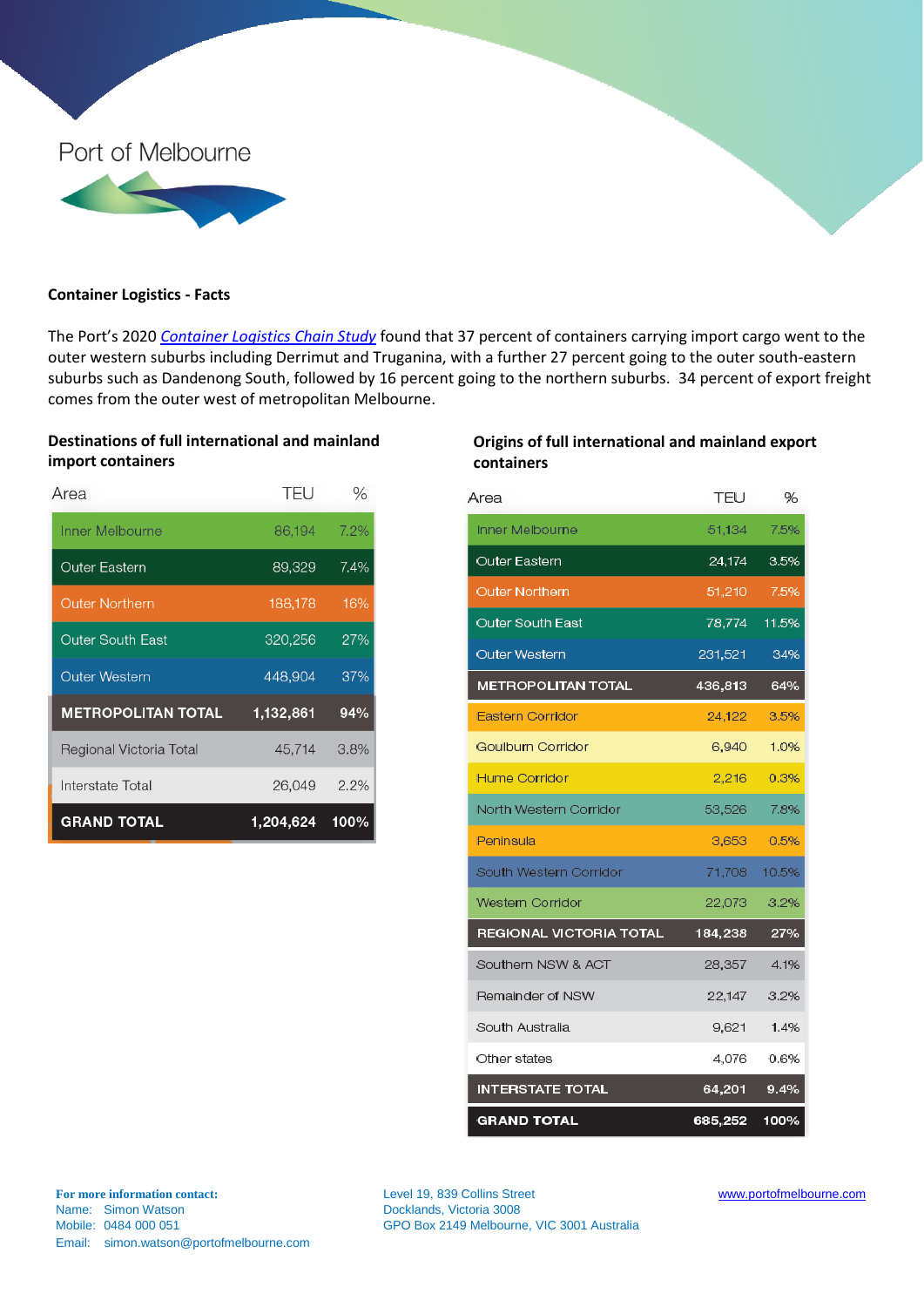Port of Melbourne

**Container Logistics - Facts**

The Port's 2020 *Container Logistics Chain Study* found that 37 percent of containers carrying import cargo went to the outer western suburbs including Derrimut and Truganina, with a further 27 percent going to the outer south-eastern suburbs such as Dandenong South, followed by 16 percent going to the northern suburbs. 34 percent of export freight comes from the outer west of metropolitan Melbourne.

**Destinations of full international and mainland import containers**

| Area | TEU | % |
|---|---|---|
| Inner Melbourne | 86,194 | 7.2% |
| Outer Eastern | 89,329 | 7.4% |
| Outer Northern | 188,178 | 16% |
| Outer South East | 320,256 | 27% |
| Outer Western | 448,904 | 37% |
| **METROPOLITAN TOTAL** | **1,132,861** | **94%** |
| Regional Victoria Total | 45,714 | 3.8% |
| Interstate Total | 26,049 | 2.2% |
| **GRAND TOTAL** | **1,204,624** | **100%** |

**Origins of full international and mainland export containers**

| Area | TEU | % |
|---|---|---|
| Inner Melbourne | 51,134 | 7.5% |
| Outer Eastern | 24,174 | 3.5% |
| Outer Northern | 51,210 | 7.5% |
| Outer South East | 78,774 | 11.5% |
| Outer Western | 231,521 | 34% |
| **METROPOLITAN TOTAL** | **436,813** | **64%** |
| Eastern Corridor | 24,122 | 3.5% |
| Goulburn Corridor | 6,940 | 1.0% |
| Hume Corridor | 2,216 | 0.3% |
| North Western Corridor | 53,526 | 7.8% |
| Peninsula | 3,653 | 0.5% |
| South Western Corridor | 71,708 | 10.5% |
| Western Corridor | 22,073 | 3.2% |
| **REGIONAL VICTORIA TOTAL** | **184,238** | **27%** |
| Southern NSW & ACT | 28,357 | 4.1% |
| Remainder of NSW | 22,147 | 3.2% |
| South Australia | 9,621 | 1.4% |
| Other states | 4,076 | 0.6% |
| **INTERSTATE TOTAL** | **64,201** | **9.4%** |
| **GRAND TOTAL** | **685,252** | **100%** |

**For more information contact:**
Name: Simon Watson
Mobile: 0484 000 051
Email: simon.watson@portofmelbourne.com

Level 19, 839 Collins Street
Docklands, Victoria 3008
GPO Box 2149 Melbourne, VIC 3001 Australia

www.portofmelbourne.com